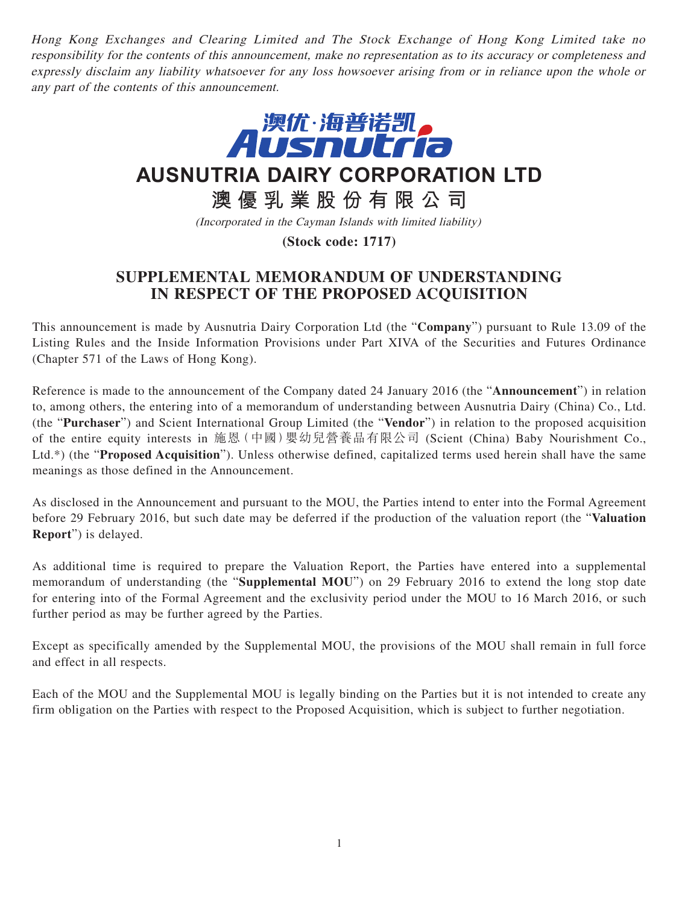*Hong Kong Exchanges and Clearing Limited and The Stock Exchange of Hong Kong Limited take no responsibility for the contents of this announcement, make no representation as to its accuracy or completeness and expressly disclaim any liability whatsoever for any loss howsoever arising from or in reliance upon the whole or any part of the contents of this announcement.*

澳优·海普诺凯
Ausnutria

# AUSNUTRIA DAIRY CORPORATION LTD

# 澳優乳業股份有限公司

*(Incorporated in the Cayman Islands with limited liability)*

**(Stock code: 1717)**

## SUPPLEMENTAL MEMORANDUM OF UNDERSTANDING IN RESPECT OF THE PROPOSED ACQUISITION

This announcement is made by Ausnutria Dairy Corporation Ltd (the "**Company**") pursuant to Rule 13.09 of the Listing Rules and the Inside Information Provisions under Part XIVA of the Securities and Futures Ordinance (Chapter 571 of the Laws of Hong Kong).

Reference is made to the announcement of the Company dated 24 January 2016 (the "**Announcement**") in relation to, among others, the entering into of a memorandum of understanding between Ausnutria Dairy (China) Co., Ltd. (the "**Purchaser**") and Scient International Group Limited (the "**Vendor**") in relation to the proposed acquisition of the entire equity interests in 施恩（中國）嬰幼兒營養品有限公司 (Scient (China) Baby Nourishment Co., Ltd.*) (the "**Proposed Acquisition**"). Unless otherwise defined, capitalized terms used herein shall have the same meanings as those defined in the Announcement.

As disclosed in the Announcement and pursuant to the MOU, the Parties intend to enter into the Formal Agreement before 29 February 2016, but such date may be deferred if the production of the valuation report (the "**Valuation Report**") is delayed.

As additional time is required to prepare the Valuation Report, the Parties have entered into a supplemental memorandum of understanding (the "**Supplemental MOU**") on 29 February 2016 to extend the long stop date for entering into of the Formal Agreement and the exclusivity period under the MOU to 16 March 2016, or such further period as may be further agreed by the Parties.

Except as specifically amended by the Supplemental MOU, the provisions of the MOU shall remain in full force and effect in all respects.

Each of the MOU and the Supplemental MOU is legally binding on the Parties but it is not intended to create any firm obligation on the Parties with respect to the Proposed Acquisition, which is subject to further negotiation.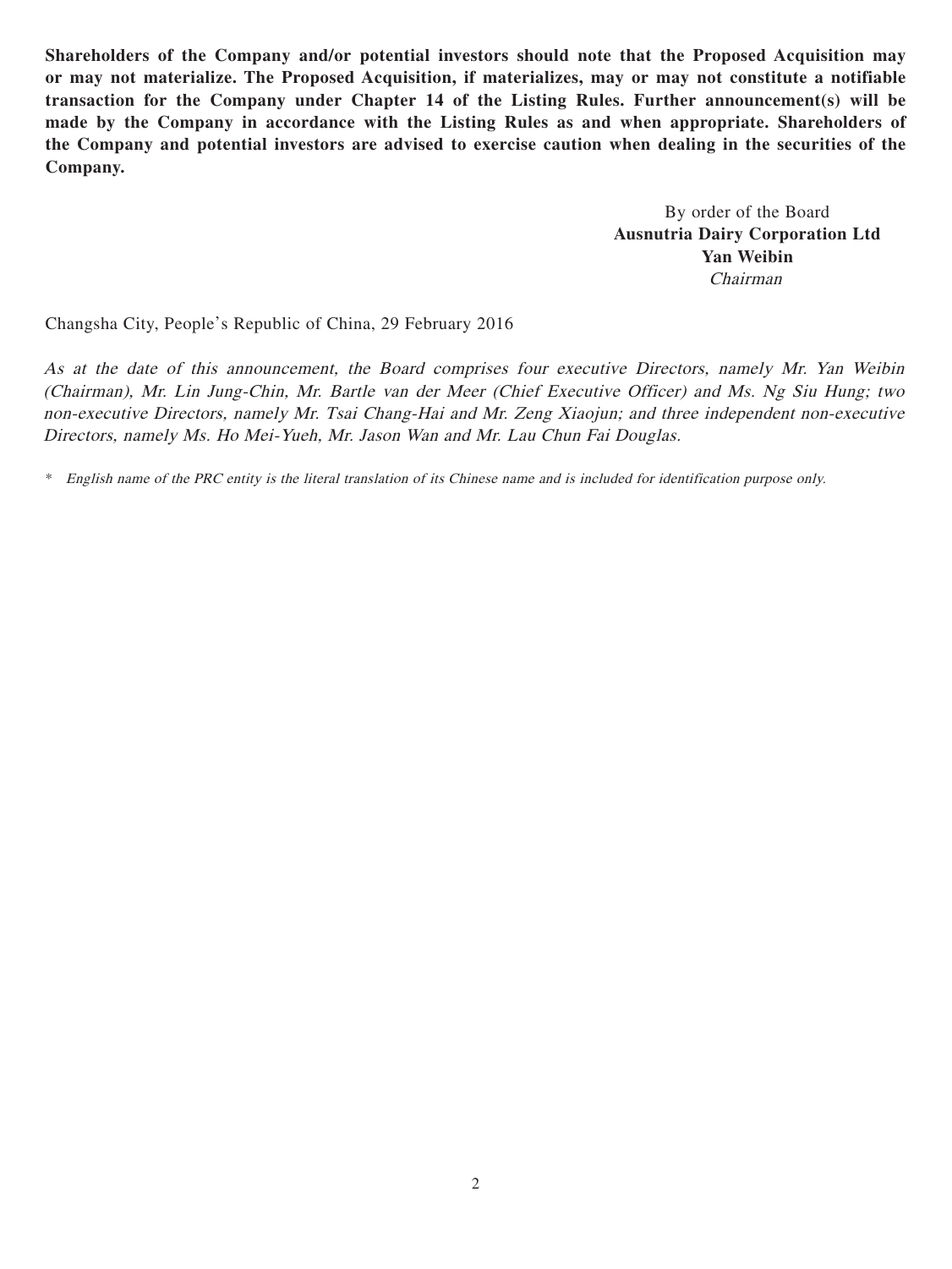**Shareholders of the Company and/or potential investors should note that the Proposed Acquisition may or may not materialize. The Proposed Acquisition, if materializes, may or may not constitute a notifiable transaction for the Company under Chapter 14 of the Listing Rules. Further announcement(s) will be made by the Company in accordance with the Listing Rules as and when appropriate. Shareholders of the Company and potential investors are advised to exercise caution when dealing in the securities of the Company.**

By order of the Board
**Ausnutria Dairy Corporation Ltd**
**Yan Weibin**
*Chairman*

Changsha City, People's Republic of China, 29 February 2016

*As at the date of this announcement, the Board comprises four executive Directors, namely Mr. Yan Weibin (Chairman), Mr. Lin Jung-Chin, Mr. Bartle van der Meer (Chief Executive Officer) and Ms. Ng Siu Hung; two non-executive Directors, namely Mr. Tsai Chang-Hai and Mr. Zeng Xiaojun; and three independent non-executive Directors, namely Ms. Ho Mei-Yueh, Mr. Jason Wan and Mr. Lau Chun Fai Douglas.*

\* *English name of the PRC entity is the literal translation of its Chinese name and is included for identification purpose only.*